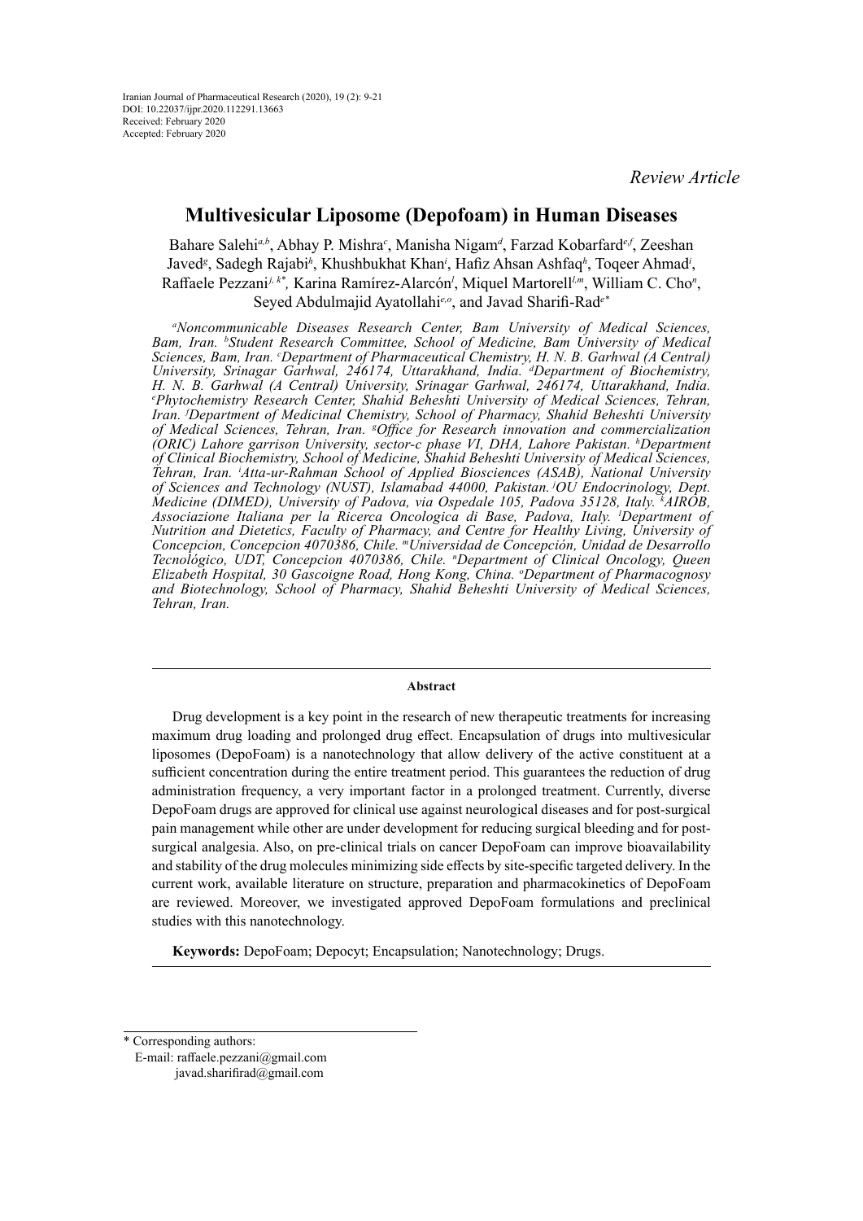Iranian Journal of Pharmaceutical Research (2020), 19 (2): 9-21
DOI: 10.22037/ijpr.2020.112291.13663
Received: February 2020
Accepted: February 2020

*Review Article*

# Multivesicular Liposome (Depofoam) in Human Diseases

Bahare Salehi[a,b], Abhay P. Mishra[c], Manisha Nigam[d], Farzad Kobarfard[e,f], Zeeshan Javed[g], Sadegh Rajabi[h], Khushbukhat Khan[i], Hafiz Ahsan Ashfaq[h], Toqeer Ahmad[i], Raffaele Pezzani[j, k*], Karina Ramírez-Alarcón[l], Miquel Martorell[l,m], William C. Cho[n], Seyed Abdulmajid Ayatollahi[e,o], and Javad Sharifi-Rad[e*]

*[a]Noncommunicable Diseases Research Center, Bam University of Medical Sciences, Bam, Iran. [b]Student Research Committee, School of Medicine, Bam University of Medical Sciences, Bam, Iran. [c]Department of Pharmaceutical Chemistry, H. N. B. Garhwal (A Central) University, Srinagar Garhwal, 246174, Uttarakhand, India. [d]Department of Biochemistry, H. N. B. Garhwal (A Central) University, Srinagar Garhwal, 246174, Uttarakhand, India. [e]Phytochemistry Research Center, Shahid Beheshti University of Medical Sciences, Tehran, Iran. [f]Department of Medicinal Chemistry, School of Pharmacy, Shahid Beheshti University of Medical Sciences, Tehran, Iran. [g]Office for Research innovation and commercialization (ORIC) Lahore garrison University, sector-c phase VI, DHA, Lahore Pakistan. [h]Department of Clinical Biochemistry, School of Medicine, Shahid Beheshti University of Medical Sciences, Tehran, Iran. [i]Atta-ur-Rahman School of Applied Biosciences (ASAB), National University of Sciences and Technology (NUST), Islamabad 44000, Pakistan. [j]OU Endocrinology, Dept. Medicine (DIMED), University of Padova, via Ospedale 105, Padova 35128, Italy. [k]AIROB, Associazione Italiana per la Ricerca Oncologica di Base, Padova, Italy. [l]Department of Nutrition and Dietetics, Faculty of Pharmacy, and Centre for Healthy Living, University of Concepcion, Concepcion 4070386, Chile. [m]Universidad de Concepción, Unidad de Desarrollo Tecnológico, UDT, Concepcion 4070386, Chile. [n]Department of Clinical Oncology, Queen Elizabeth Hospital, 30 Gascoigne Road, Hong Kong, China. [o]Department of Pharmacognosy and Biotechnology, School of Pharmacy, Shahid Beheshti University of Medical Sciences, Tehran, Iran.*

## Abstract

Drug development is a key point in the research of new therapeutic treatments for increasing maximum drug loading and prolonged drug effect. Encapsulation of drugs into multivesicular liposomes (DepoFoam) is a nanotechnology that allow delivery of the active constituent at a sufficient concentration during the entire treatment period. This guarantees the reduction of drug administration frequency, a very important factor in a prolonged treatment. Currently, diverse DepoFoam drugs are approved for clinical use against neurological diseases and for post-surgical pain management while other are under development for reducing surgical bleeding and for post-surgical analgesia. Also, on pre-clinical trials on cancer DepoFoam can improve bioavailability and stability of the drug molecules minimizing side effects by site-specific targeted delivery. In the current work, available literature on structure, preparation and pharmacokinetics of DepoFoam are reviewed. Moreover, we investigated approved DepoFoam formulations and preclinical studies with this nanotechnology.

**Keywords:** DepoFoam; Depocyt; Encapsulation; Nanotechnology; Drugs.

---

\* Corresponding authors:
E-mail: raffaele.pezzani@gmail.com
javad.sharifirad@gmail.com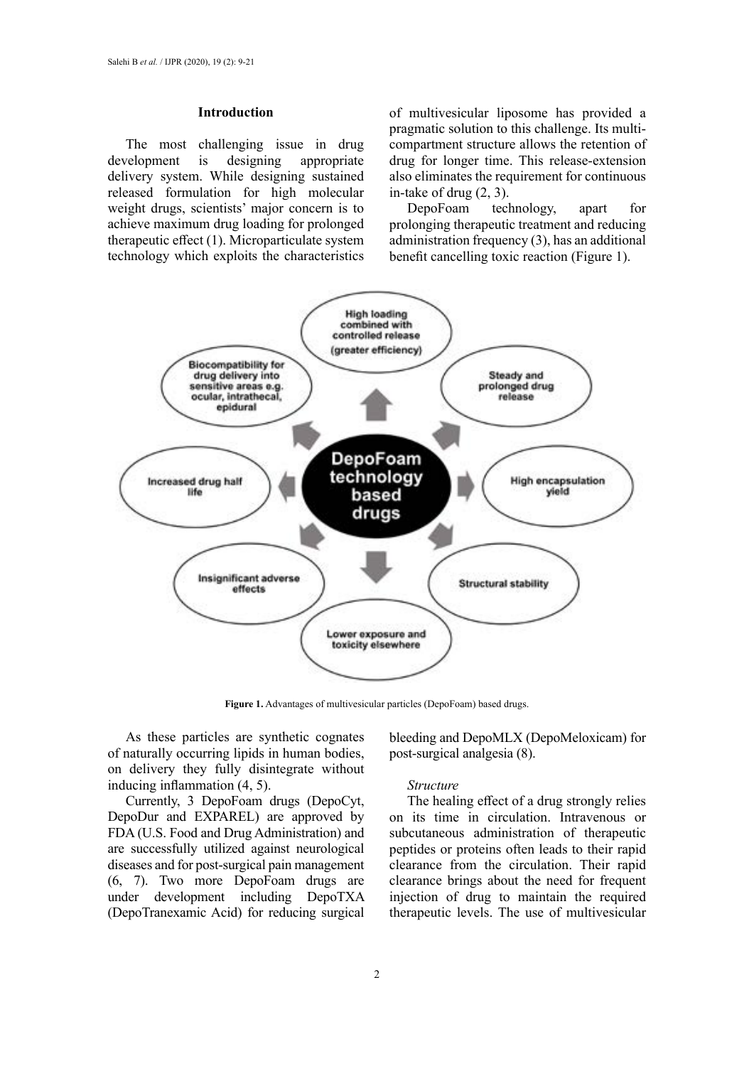## Introduction

The most challenging issue in drug development is designing appropriate delivery system. While designing sustained released formulation for high molecular weight drugs, scientists' major concern is to achieve maximum drug loading for prolonged therapeutic effect (1). Microparticulate system technology which exploits the characteristics of multivesicular liposome has provided a pragmatic solution to this challenge. Its multi-compartment structure allows the retention of drug for longer time. This release-extension also eliminates the requirement for continuous in-take of drug (2, 3).

DepoFoam technology, apart for prolonging therapeutic treatment and reducing administration frequency (3), has an additional benefit cancelling toxic reaction (Figure 1).

**Figure 1.** Advantages of multivesicular particles (DepoFoam) based drugs.

As these particles are synthetic cognates of naturally occurring lipids in human bodies, on delivery they fully disintegrate without inducing inflammation (4, 5).

Currently, 3 DepoFoam drugs (DepoCyt, DepoDur and EXPAREL) are approved by FDA (U.S. Food and Drug Administration) and are successfully utilized against neurological diseases and for post-surgical pain management (6, 7). Two more DepoFoam drugs are under development including DepoTXA (DepoTranexamic Acid) for reducing surgical bleeding and DepoMLX (DepoMeloxicam) for post-surgical analgesia (8).

### *Structure*

The healing effect of a drug strongly relies on its time in circulation. Intravenous or subcutaneous administration of therapeutic peptides or proteins often leads to their rapid clearance from the circulation. Their rapid clearance brings about the need for frequent injection of drug to maintain the required therapeutic levels. The use of multivesicular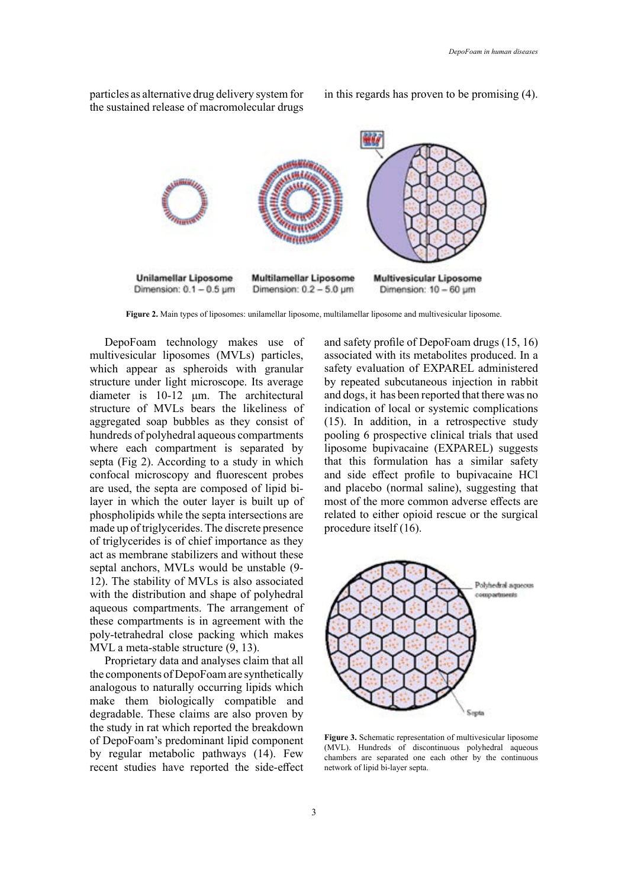particles as alternative drug delivery system for the sustained release of macromolecular drugs in this regards has proven to be promising (4).

Unilamellar Liposome
Dimension: 0.1 – 0.5 µm

Multilamellar Liposome
Dimension: 0.2 – 5.0 µm

Multivesicular Liposome
Dimension: 10 – 60 µm

**Figure 2.** Main types of liposomes: unilamellar liposome, multilamellar liposome and multivesicular liposome.

DepoFoam technology makes use of multivesicular liposomes (MVLs) particles, which appear as spheroids with granular structure under light microscope. Its average diameter is 10-12 µm. The architectural structure of MVLs bears the likeliness of aggregated soap bubbles as they consist of hundreds of polyhedral aqueous compartments where each compartment is separated by septa (Fig 2). According to a study in which confocal microscopy and fluorescent probes are used, the septa are composed of lipid bi-layer in which the outer layer is built up of phospholipids while the septa intersections are made up of triglycerides. The discrete presence of triglycerides is of chief importance as they act as membrane stabilizers and without these septal anchors, MVLs would be unstable (9-12). The stability of MVLs is also associated with the distribution and shape of polyhedral aqueous compartments. The arrangement of these compartments is in agreement with the poly-tetrahedral close packing which makes MVL a meta-stable structure (9, 13).

Proprietary data and analyses claim that all the components of DepoFoam are synthetically analogous to naturally occurring lipids which make them biologically compatible and degradable. These claims are also proven by the study in rat which reported the breakdown of DepoFoam's predominant lipid component by regular metabolic pathways (14). Few recent studies have reported the side-effect and safety profile of DepoFoam drugs (15, 16) associated with its metabolites produced. In a safety evaluation of EXPAREL administered by repeated subcutaneous injection in rabbit and dogs, it has been reported that there was no indication of local or systemic complications (15). In addition, in a retrospective study pooling 6 prospective clinical trials that used liposome bupivacaine (EXPAREL) suggests that this formulation has a similar safety and side effect profile to bupivacaine HCl and placebo (normal saline), suggesting that most of the more common adverse effects are related to either opioid rescue or the surgical procedure itself (16).

Polyhedral aqueous compartments

Septa

**Figure 3.** Schematic representation of multivesicular liposome (MVL). Hundreds of discontinuous polyhedral aqueous chambers are separated one each other by the continuous network of lipid bi-layer septa.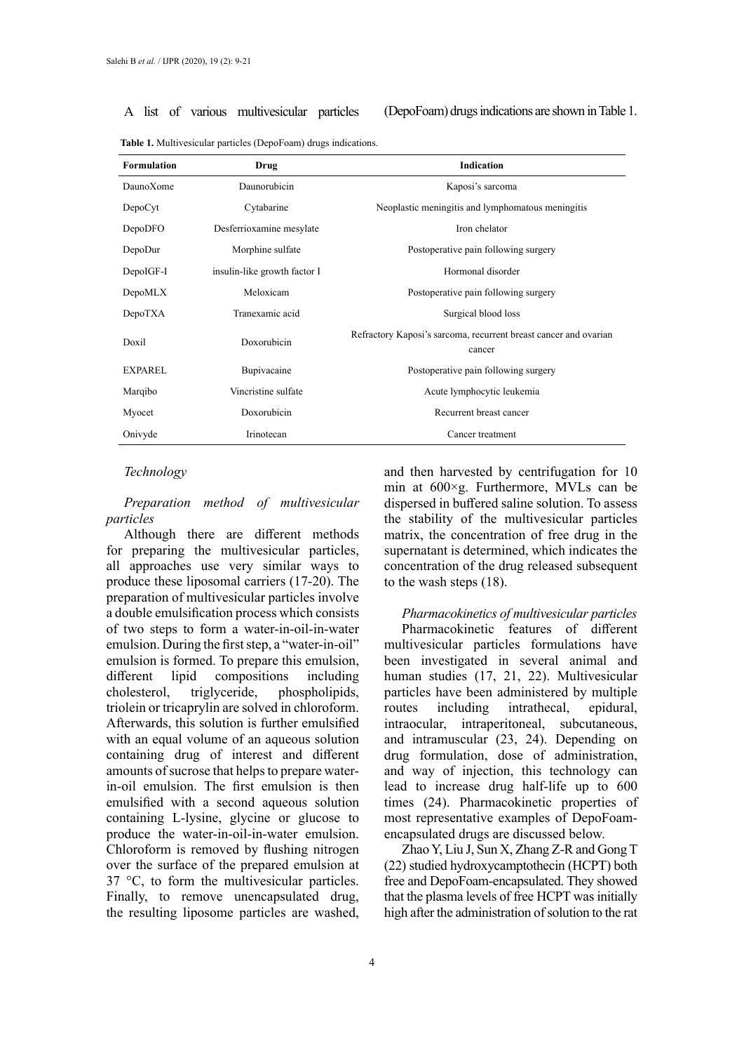A list of various multivesicular particles (DepoFoam) drugs indications are shown in Table 1.

**Table 1.** Multivesicular particles (DepoFoam) drugs indications.

| Formulation | Drug | Indication |
|---|---|---|
| DaunoXome | Daunorubicin | Kaposi's sarcoma |
| DepoCyt | Cytabarine | Neoplastic meningitis and lymphomatous meningitis |
| DepoDFO | Desferrioxamine mesylate | Iron chelator |
| DepoDur | Morphine sulfate | Postoperative pain following surgery |
| DepoIGF-I | insulin-like growth factor I | Hormonal disorder |
| DepoMLX | Meloxicam | Postoperative pain following surgery |
| DepoTXA | Tranexamic acid | Surgical blood loss |
| Doxil | Doxorubicin | Refractory Kaposi's sarcoma, recurrent breast cancer and ovarian cancer |
| EXPAREL | Bupivacaine | Postoperative pain following surgery |
| Marqibo | Vincristine sulfate | Acute lymphocytic leukemia |
| Myocet | Doxorubicin | Recurrent breast cancer |
| Onivyde | Irinotecan | Cancer treatment |

*Technology*

*Preparation method of multivesicular particles*

Although there are different methods for preparing the multivesicular particles, all approaches use very similar ways to produce these liposomal carriers (17-20). The preparation of multivesicular particles involve a double emulsification process which consists of two steps to form a water-in-oil-in-water emulsion. During the first step, a "water-in-oil" emulsion is formed. To prepare this emulsion, different lipid compositions including cholesterol, triglyceride, phospholipids, triolein or tricaprylin are solved in chloroform. Afterwards, this solution is further emulsified with an equal volume of an aqueous solution containing drug of interest and different amounts of sucrose that helps to prepare water-in-oil emulsion. The first emulsion is then emulsified with a second aqueous solution containing L-lysine, glycine or glucose to produce the water-in-oil-in-water emulsion. Chloroform is removed by flushing nitrogen over the surface of the prepared emulsion at 37 °C, to form the multivesicular particles. Finally, to remove unencapsulated drug, the resulting liposome particles are washed, and then harvested by centrifugation for 10 min at 600×g. Furthermore, MVLs can be dispersed in buffered saline solution. To assess the stability of the multivesicular particles matrix, the concentration of free drug in the supernatant is determined, which indicates the concentration of the drug released subsequent to the wash steps (18).

*Pharmacokinetics of multivesicular particles*

Pharmacokinetic features of different multivesicular particles formulations have been investigated in several animal and human studies (17, 21, 22). Multivesicular particles have been administered by multiple routes including intrathecal, epidural, intraocular, intraperitoneal, subcutaneous, and intramuscular (23, 24). Depending on drug formulation, dose of administration, and way of injection, this technology can lead to increase drug half-life up to 600 times (24). Pharmacokinetic properties of most representative examples of DepoFoam-encapsulated drugs are discussed below.

Zhao Y, Liu J, Sun X, Zhang Z-R and Gong T (22) studied hydroxycamptothecin (HCPT) both free and DepoFoam-encapsulated. They showed that the plasma levels of free HCPT was initially high after the administration of solution to the rat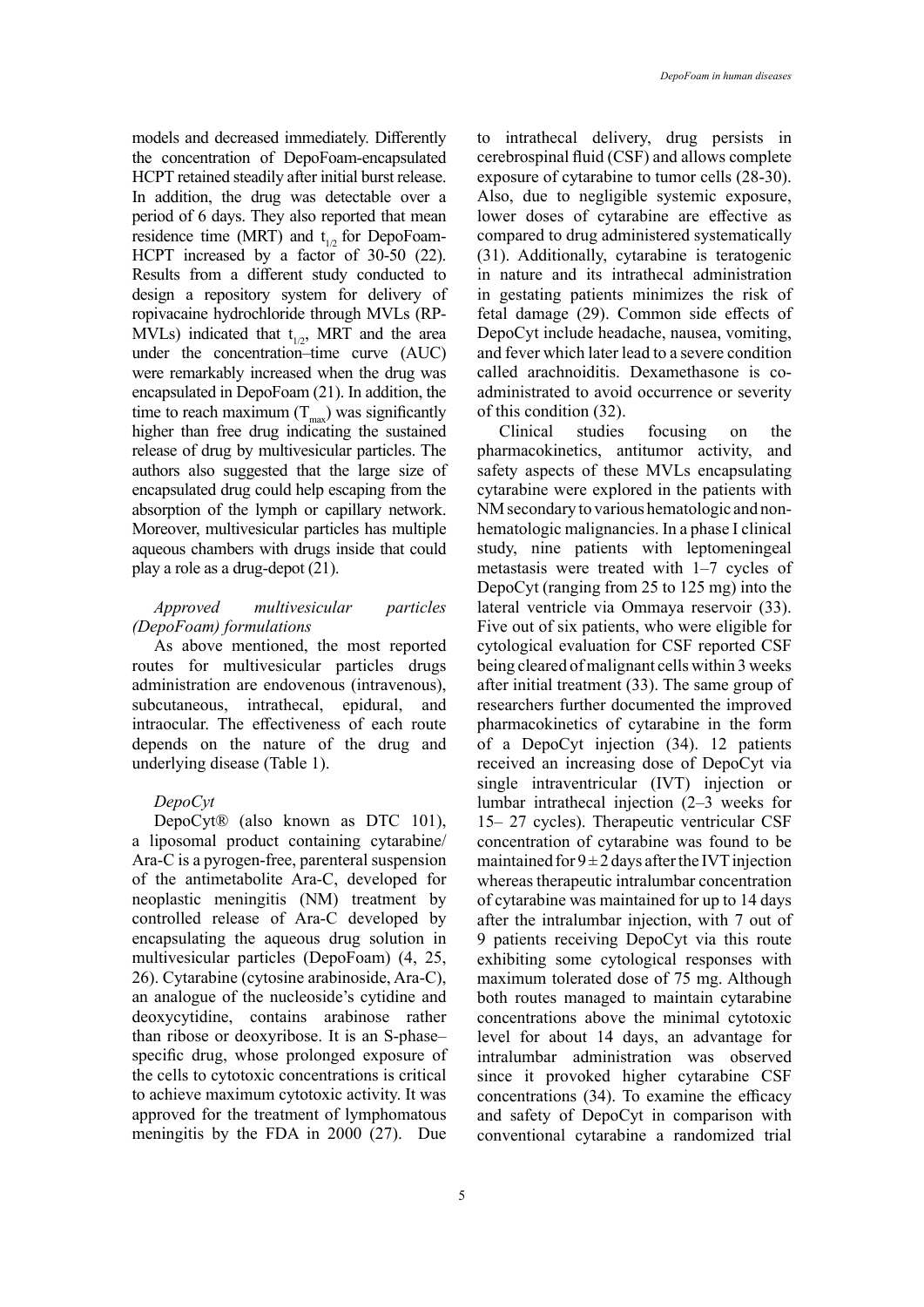models and decreased immediately. Differently the concentration of DepoFoam-encapsulated HCPT retained steadily after initial burst release. In addition, the drug was detectable over a period of 6 days. They also reported that mean residence time (MRT) and $t_{1/2}$ for DepoFoam-HCPT increased by a factor of 30-50 (22). Results from a different study conducted to design a repository system for delivery of ropivacaine hydrochloride through MVLs (RP-MVLs) indicated that $t_{1/2}$, MRT and the area under the concentration–time curve (AUC) were remarkably increased when the drug was encapsulated in DepoFoam (21). In addition, the time to reach maximum ($T_{max}$) was significantly higher than free drug indicating the sustained release of drug by multivesicular particles. The authors also suggested that the large size of encapsulated drug could help escaping from the absorption of the lymph or capillary network. Moreover, multivesicular particles has multiple aqueous chambers with drugs inside that could play a role as a drug-depot (21).

*Approved multivesicular particles (DepoFoam) formulations*

As above mentioned, the most reported routes for multivesicular particles drugs administration are endovenous (intravenous), subcutaneous, intrathecal, epidural, and intraocular. The effectiveness of each route depends on the nature of the drug and underlying disease (Table 1).

*DepoCyt*

DepoCyt® (also known as DTC 101), a liposomal product containing cytarabine/Ara-C is a pyrogen-free, parenteral suspension of the antimetabolite Ara-C, developed for neoplastic meningitis (NM) treatment by controlled release of Ara-C developed by encapsulating the aqueous drug solution in multivesicular particles (DepoFoam) (4, 25, 26). Cytarabine (cytosine arabinoside, Ara-C), an analogue of the nucleoside's cytidine and deoxycytidine, contains arabinose rather than ribose or deoxyribose. It is an S-phase–specific drug, whose prolonged exposure of the cells to cytotoxic concentrations is critical to achieve maximum cytotoxic activity. It was approved for the treatment of lymphomatous meningitis by the FDA in 2000 (27). Due to intrathecal delivery, drug persists in cerebrospinal fluid (CSF) and allows complete exposure of cytarabine to tumor cells (28-30). Also, due to negligible systemic exposure, lower doses of cytarabine are effective as compared to drug administered systematically (31). Additionally, cytarabine is teratogenic in nature and its intrathecal administration in gestating patients minimizes the risk of fetal damage (29). Common side effects of DepoCyt include headache, nausea, vomiting, and fever which later lead to a severe condition called arachnoiditis. Dexamethasone is co-administrated to avoid occurrence or severity of this condition (32).

Clinical studies focusing on the pharmacokinetics, antitumor activity, and safety aspects of these MVLs encapsulating cytarabine were explored in the patients with NM secondary to various hematologic and non-hematologic malignancies. In a phase I clinical study, nine patients with leptomeningeal metastasis were treated with 1–7 cycles of DepoCyt (ranging from 25 to 125 mg) into the lateral ventricle via Ommaya reservoir (33). Five out of six patients, who were eligible for cytological evaluation for CSF reported CSF being cleared of malignant cells within 3 weeks after initial treatment (33). The same group of researchers further documented the improved pharmacokinetics of cytarabine in the form of a DepoCyt injection (34). 12 patients received an increasing dose of DepoCyt via single intraventricular (IVT) injection or lumbar intrathecal injection (2–3 weeks for 15– 27 cycles). Therapeutic ventricular CSF concentration of cytarabine was found to be maintained for $9 \pm 2$ days after the IVT injection whereas therapeutic intralumbar concentration of cytarabine was maintained for up to 14 days after the intralumbar injection, with 7 out of 9 patients receiving DepoCyt via this route exhibiting some cytological responses with maximum tolerated dose of 75 mg. Although both routes managed to maintain cytarabine concentrations above the minimal cytotoxic level for about 14 days, an advantage for intralumbar administration was observed since it provoked higher cytarabine CSF concentrations (34). To examine the efficacy and safety of DepoCyt in comparison with conventional cytarabine a randomized trial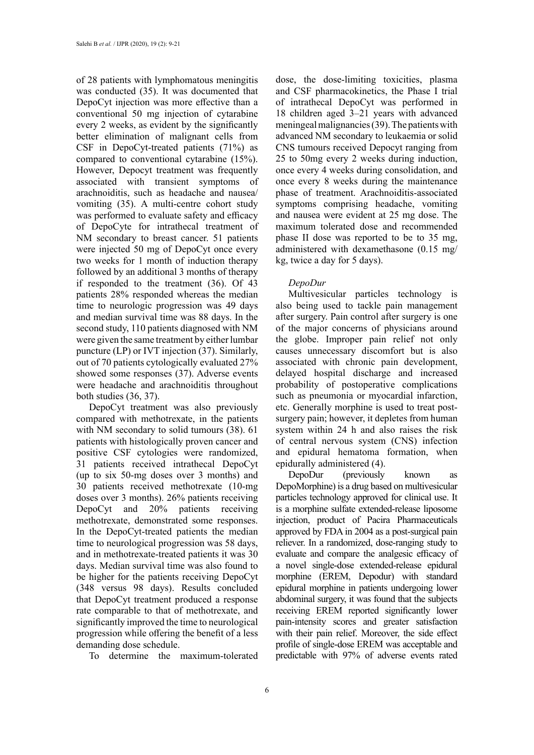of 28 patients with lymphomatous meningitis was conducted (35). It was documented that DepoCyt injection was more effective than a conventional 50 mg injection of cytarabine every 2 weeks, as evident by the significantly better elimination of malignant cells from CSF in DepoCyt-treated patients (71%) as compared to conventional cytarabine (15%). However, Depocyt treatment was frequently associated with transient symptoms of arachnoiditis, such as headache and nausea/vomiting (35). A multi-centre cohort study was performed to evaluate safety and efficacy of DepoCyte for intrathecal treatment of NM secondary to breast cancer. 51 patients were injected 50 mg of DepoCyt once every two weeks for 1 month of induction therapy followed by an additional 3 months of therapy if responded to the treatment (36). Of 43 patients 28% responded whereas the median time to neurologic progression was 49 days and median survival time was 88 days. In the second study, 110 patients diagnosed with NM were given the same treatment by either lumbar puncture (LP) or IVT injection (37). Similarly, out of 70 patients cytologically evaluated 27% showed some responses (37). Adverse events were headache and arachnoiditis throughout both studies (36, 37).

DepoCyt treatment was also previously compared with methotrexate, in the patients with NM secondary to solid tumours (38). 61 patients with histologically proven cancer and positive CSF cytologies were randomized, 31 patients received intrathecal DepoCyt (up to six 50-mg doses over 3 months) and 30 patients received methotrexate (10-mg doses over 3 months). 26% patients receiving DepoCyt and 20% patients receiving methotrexate, demonstrated some responses. In the DepoCyt-treated patients the median time to neurological progression was 58 days, and in methotrexate-treated patients it was 30 days. Median survival time was also found to be higher for the patients receiving DepoCyt (348 versus 98 days). Results concluded that DepoCyt treatment produced a response rate comparable to that of methotrexate, and significantly improved the time to neurological progression while offering the benefit of a less demanding dose schedule.

To determine the maximum-tolerated dose, the dose-limiting toxicities, plasma and CSF pharmacokinetics, the Phase I trial of intrathecal DepoCyt was performed in 18 children aged 3–21 years with advanced meningeal malignancies (39). The patients with advanced NM secondary to leukaemia or solid CNS tumours received Depocyt ranging from 25 to 50mg every 2 weeks during induction, once every 4 weeks during consolidation, and once every 8 weeks during the maintenance phase of treatment. Arachnoiditis-associated symptoms comprising headache, vomiting and nausea were evident at 25 mg dose. The maximum tolerated dose and recommended phase II dose was reported to be to 35 mg, administered with dexamethasone (0.15 mg/kg, twice a day for 5 days).

### *DepoDur*

Multivesicular particles technology is also being used to tackle pain management after surgery. Pain control after surgery is one of the major concerns of physicians around the globe. Improper pain relief not only causes unnecessary discomfort but is also associated with chronic pain development, delayed hospital discharge and increased probability of postoperative complications such as pneumonia or myocardial infarction, etc. Generally morphine is used to treat post-surgery pain; however, it depletes from human system within 24 h and also raises the risk of central nervous system (CNS) infection and epidural hematoma formation, when epidurally administered (4).

DepoDur (previously known as DepoMorphine) is a drug based on multivesicular particles technology approved for clinical use. It is a morphine sulfate extended-release liposome injection, product of Pacira Pharmaceuticals approved by FDA in 2004 as a post-surgical pain reliever. In a randomized, dose-ranging study to evaluate and compare the analgesic efficacy of a novel single-dose extended-release epidural morphine (EREM, Depodur) with standard epidural morphine in patients undergoing lower abdominal surgery, it was found that the subjects receiving EREM reported significantly lower pain-intensity scores and greater satisfaction with their pain relief. Moreover, the side effect profile of single-dose EREM was acceptable and predictable with 97% of adverse events rated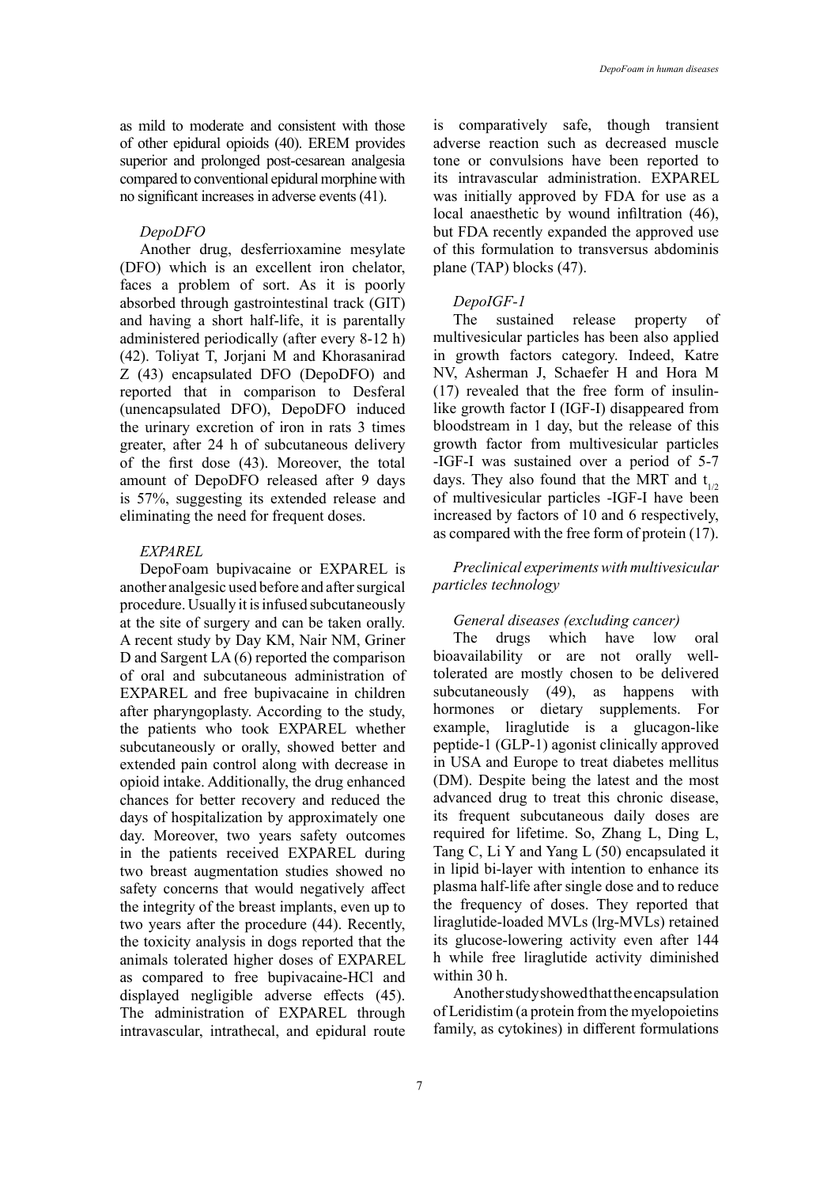as mild to moderate and consistent with those of other epidural opioids (40). EREM provides superior and prolonged post-cesarean analgesia compared to conventional epidural morphine with no significant increases in adverse events (41).

*DepoDFO*

Another drug, desferrioxamine mesylate (DFO) which is an excellent iron chelator, faces a problem of sort. As it is poorly absorbed through gastrointestinal track (GIT) and having a short half-life, it is parentally administered periodically (after every 8-12 h) (42). Toliyat T, Jorjani M and Khorasanirad Z (43) encapsulated DFO (DepoDFO) and reported that in comparison to Desferal (unencapsulated DFO), DepoDFO induced the urinary excretion of iron in rats 3 times greater, after 24 h of subcutaneous delivery of the first dose (43). Moreover, the total amount of DepoDFO released after 9 days is 57%, suggesting its extended release and eliminating the need for frequent doses.

*EXPAREL*

DepoFoam bupivacaine or EXPAREL is another analgesic used before and after surgical procedure. Usually it is infused subcutaneously at the site of surgery and can be taken orally. A recent study by Day KM, Nair NM, Griner D and Sargent LA (6) reported the comparison of oral and subcutaneous administration of EXPAREL and free bupivacaine in children after pharyngoplasty. According to the study, the patients who took EXPAREL whether subcutaneously or orally, showed better and extended pain control along with decrease in opioid intake. Additionally, the drug enhanced chances for better recovery and reduced the days of hospitalization by approximately one day. Moreover, two years safety outcomes in the patients received EXPAREL during two breast augmentation studies showed no safety concerns that would negatively affect the integrity of the breast implants, even up to two years after the procedure (44). Recently, the toxicity analysis in dogs reported that the animals tolerated higher doses of EXPAREL as compared to free bupivacaine-HCl and displayed negligible adverse effects (45). The administration of EXPAREL through intravascular, intrathecal, and epidural route is comparatively safe, though transient adverse reaction such as decreased muscle tone or convulsions have been reported to its intravascular administration. EXPAREL was initially approved by FDA for use as a local anaesthetic by wound infiltration (46), but FDA recently expanded the approved use of this formulation to transversus abdominis plane (TAP) blocks (47).

*DepoIGF-1*

The sustained release property of multivesicular particles has been also applied in growth factors category. Indeed, Katre NV, Asherman J, Schaefer H and Hora M (17) revealed that the free form of insulin-like growth factor I (IGF-I) disappeared from bloodstream in 1 day, but the release of this growth factor from multivesicular particles -IGF-I was sustained over a period of 5-7 days. They also found that the MRT and $t_{1/2}$ of multivesicular particles -IGF-I have been increased by factors of 10 and 6 respectively, as compared with the free form of protein (17).

*Preclinical experiments with multivesicular particles technology*

*General diseases (excluding cancer)*

The drugs which have low oral bioavailability or are not orally well-tolerated are mostly chosen to be delivered subcutaneously (49), as happens with hormones or dietary supplements. For example, liraglutide is a glucagon-like peptide-1 (GLP-1) agonist clinically approved in USA and Europe to treat diabetes mellitus (DM). Despite being the latest and the most advanced drug to treat this chronic disease, its frequent subcutaneous daily doses are required for lifetime. So, Zhang L, Ding L, Tang C, Li Y and Yang L (50) encapsulated it in lipid bi-layer with intention to enhance its plasma half-life after single dose and to reduce the frequency of doses. They reported that liraglutide-loaded MVLs (lrg-MVLs) retained its glucose-lowering activity even after 144 h while free liraglutide activity diminished within 30 h.

Another study showed that the encapsulation of Leridistim (a protein from the myelopoietins family, as cytokines) in different formulations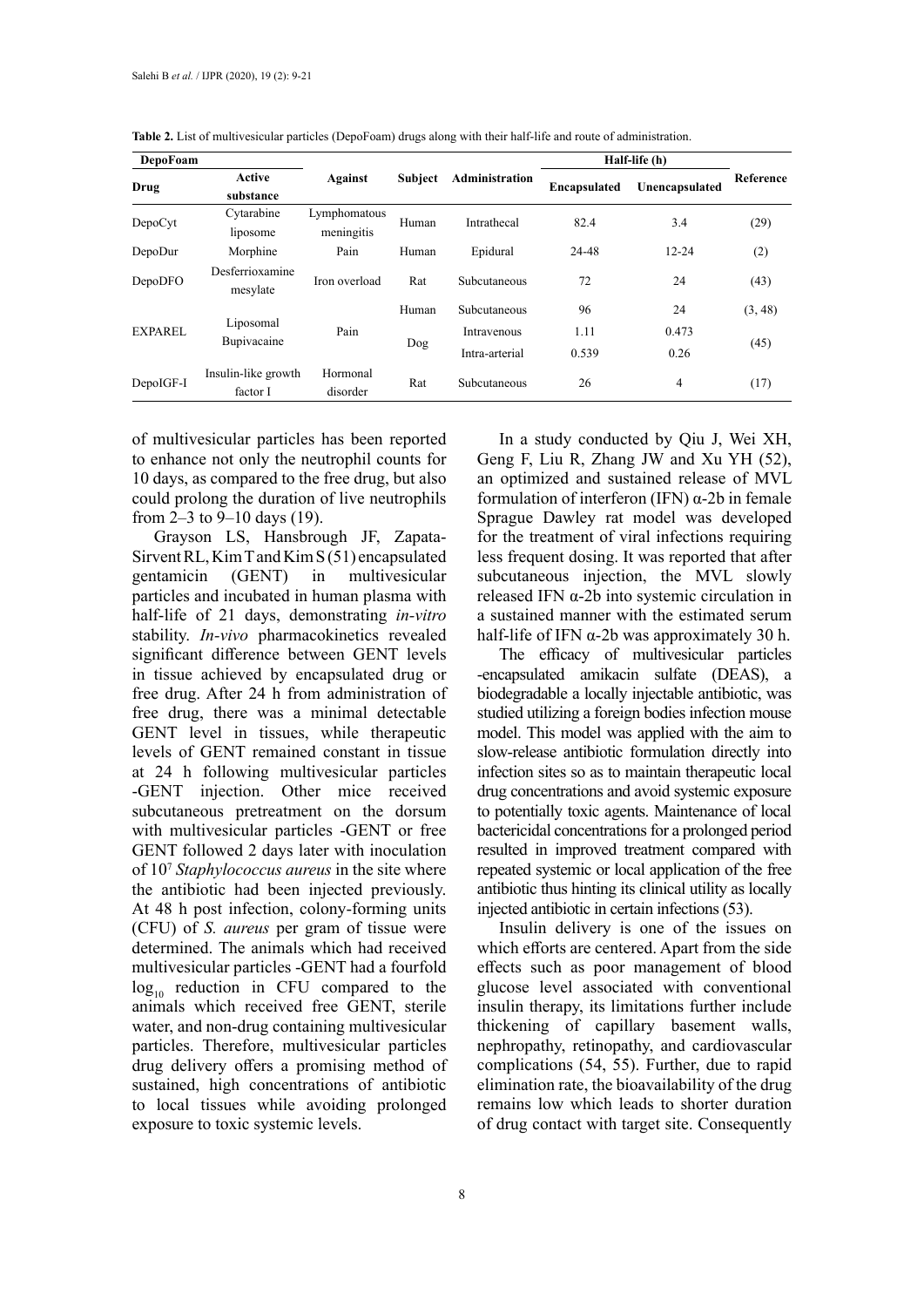**Table 2.** List of multivesicular particles (DepoFoam) drugs along with their half-life and route of administration.

| DepoFoam | | Against | Subject | Administration | Half-life (h) | | Reference |
|---|---|---|---|---|---|---|---|
| Drug | Active substance | | | | Encapsulated | Unencapsulated | |
| DepoCyt | Cytarabine liposome | Lymphomatous meningitis | Human | Intrathecal | 82.4 | 3.4 | (29) |
| DepoDur | Morphine | Pain | Human | Epidural | 24-48 | 12-24 | (2) |
| DepoDFO | Desferrioxamine mesylate | Iron overload | Rat | Subcutaneous | 72 | 24 | (43) |
| EXPAREL | Liposomal Bupivacaine | Pain | Human | Subcutaneous | 96 | 24 | (3, 48) |
| | | | Dog | Intravenous | 1.11 | 0.473 | (45) |
| | | | | Intra-arterial | 0.539 | 0.26 | |
| DepoIGF-I | Insulin-like growth factor I | Hormonal disorder | Rat | Subcutaneous | 26 | 4 | (17) |

of multivesicular particles has been reported to enhance not only the neutrophil counts for 10 days, as compared to the free drug, but also could prolong the duration of live neutrophils from 2–3 to 9–10 days (19).

Grayson LS, Hansbrough JF, Zapata-Sirvent RL, Kim T and Kim S (51) encapsulated gentamicin (GENT) in multivesicular particles and incubated in human plasma with half-life of 21 days, demonstrating *in-vitro* stability. *In-vivo* pharmacokinetics revealed significant difference between GENT levels in tissue achieved by encapsulated drug or free drug. After 24 h from administration of free drug, there was a minimal detectable GENT level in tissues, while therapeutic levels of GENT remained constant in tissue at 24 h following multivesicular particles -GENT injection. Other mice received subcutaneous pretreatment on the dorsum with multivesicular particles -GENT or free GENT followed 2 days later with inoculation of $10^7$ *Staphylococcus aureus* in the site where the antibiotic had been injected previously. At 48 h post infection, colony-forming units (CFU) of *S. aureus* per gram of tissue were determined. The animals which had received multivesicular particles -GENT had a fourfold $\log_{10}$ reduction in CFU compared to the animals which received free GENT, sterile water, and non-drug containing multivesicular particles. Therefore, multivesicular particles drug delivery offers a promising method of sustained, high concentrations of antibiotic to local tissues while avoiding prolonged exposure to toxic systemic levels.

In a study conducted by Qiu J, Wei XH, Geng F, Liu R, Zhang JW and Xu YH (52), an optimized and sustained release of MVL formulation of interferon (IFN) α-2b in female Sprague Dawley rat model was developed for the treatment of viral infections requiring less frequent dosing. It was reported that after subcutaneous injection, the MVL slowly released IFN α-2b into systemic circulation in a sustained manner with the estimated serum half-life of IFN α-2b was approximately 30 h.

The efficacy of multivesicular particles -encapsulated amikacin sulfate (DEAS), a biodegradable a locally injectable antibiotic, was studied utilizing a foreign bodies infection mouse model. This model was applied with the aim to slow-release antibiotic formulation directly into infection sites so as to maintain therapeutic local drug concentrations and avoid systemic exposure to potentially toxic agents. Maintenance of local bactericidal concentrations for a prolonged period resulted in improved treatment compared with repeated systemic or local application of the free antibiotic thus hinting its clinical utility as locally injected antibiotic in certain infections (53).

Insulin delivery is one of the issues on which efforts are centered. Apart from the side effects such as poor management of blood glucose level associated with conventional insulin therapy, its limitations further include thickening of capillary basement walls, nephropathy, retinopathy, and cardiovascular complications (54, 55). Further, due to rapid elimination rate, the bioavailability of the drug remains low which leads to shorter duration of drug contact with target site. Consequently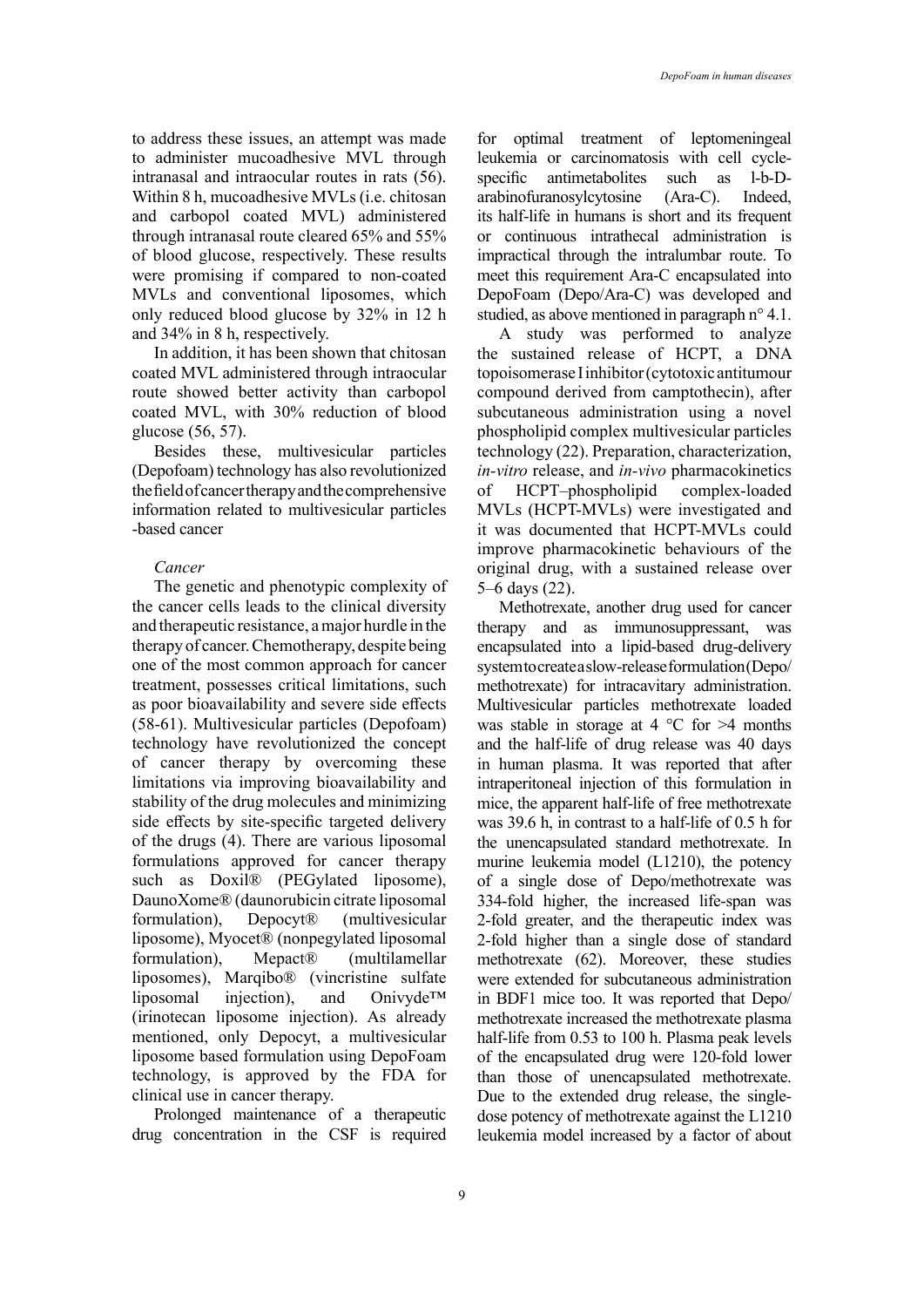to address these issues, an attempt was made to administer mucoadhesive MVL through intranasal and intraocular routes in rats (56). Within 8 h, mucoadhesive MVLs (i.e. chitosan and carbopol coated MVL) administered through intranasal route cleared 65% and 55% of blood glucose, respectively. These results were promising if compared to non-coated MVLs and conventional liposomes, which only reduced blood glucose by 32% in 12 h and 34% in 8 h, respectively.

In addition, it has been shown that chitosan coated MVL administered through intraocular route showed better activity than carbopol coated MVL, with 30% reduction of blood glucose (56, 57).

Besides these, multivesicular particles (Depofoam) technology has also revolutionized the field of cancer therapy and the comprehensive information related to multivesicular particles -based cancer

### *Cancer*

The genetic and phenotypic complexity of the cancer cells leads to the clinical diversity and therapeutic resistance, a major hurdle in the therapy of cancer. Chemotherapy, despite being one of the most common approach for cancer treatment, possesses critical limitations, such as poor bioavailability and severe side effects (58-61). Multivesicular particles (Depofoam) technology have revolutionized the concept of cancer therapy by overcoming these limitations via improving bioavailability and stability of the drug molecules and minimizing side effects by site-specific targeted delivery of the drugs (4). There are various liposomal formulations approved for cancer therapy such as Doxil® (PEGylated liposome), DaunoXome® (daunorubicin citrate liposomal formulation), Depocyt® (multivesicular liposome), Myocet® (nonpegylated liposomal formulation), Mepact® (multilamellar liposomes), Marqibo® (vincristine sulfate liposomal injection), and Onivyde™ (irinotecan liposome injection). As already mentioned, only Depocyt, a multivesicular liposome based formulation using DepoFoam technology, is approved by the FDA for clinical use in cancer therapy.

Prolonged maintenance of a therapeutic drug concentration in the CSF is required for optimal treatment of leptomeningeal leukemia or carcinomatosis with cell cycle-specific antimetabolites such as l-b-D-arabinofuranosylcytosine (Ara-C). Indeed, its half-life in humans is short and its frequent or continuous intrathecal administration is impractical through the intralumbar route. To meet this requirement Ara-C encapsulated into DepoFoam (Depo/Ara-C) was developed and studied, as above mentioned in paragraph n° 4.1.

A study was performed to analyze the sustained release of HCPT, a DNA topoisomerase I inhibitor (cytotoxic antitumour compound derived from camptothecin), after subcutaneous administration using a novel phospholipid complex multivesicular particles technology (22). Preparation, characterization, *in-vitro* release, and *in-vivo* pharmacokinetics of HCPT–phospholipid complex-loaded MVLs (HCPT-MVLs) were investigated and it was documented that HCPT-MVLs could improve pharmacokinetic behaviours of the original drug, with a sustained release over 5–6 days (22).

Methotrexate, another drug used for cancer therapy and as immunosuppressant, was encapsulated into a lipid-based drug-delivery system to create a slow-release formulation (Depo/methotrexate) for intracavitary administration. Multivesicular particles methotrexate loaded was stable in storage at 4 °C for >4 months and the half-life of drug release was 40 days in human plasma. It was reported that after intraperitoneal injection of this formulation in mice, the apparent half-life of free methotrexate was 39.6 h, in contrast to a half-life of 0.5 h for the unencapsulated standard methotrexate. In murine leukemia model (L1210), the potency of a single dose of Depo/methotrexate was 334-fold higher, the increased life-span was 2-fold greater, and the therapeutic index was 2-fold higher than a single dose of standard methotrexate (62). Moreover, these studies were extended for subcutaneous administration in BDF1 mice too. It was reported that Depo/methotrexate increased the methotrexate plasma half-life from 0.53 to 100 h. Plasma peak levels of the encapsulated drug were 120-fold lower than those of unencapsulated methotrexate. Due to the extended drug release, the single-dose potency of methotrexate against the L1210 leukemia model increased by a factor of about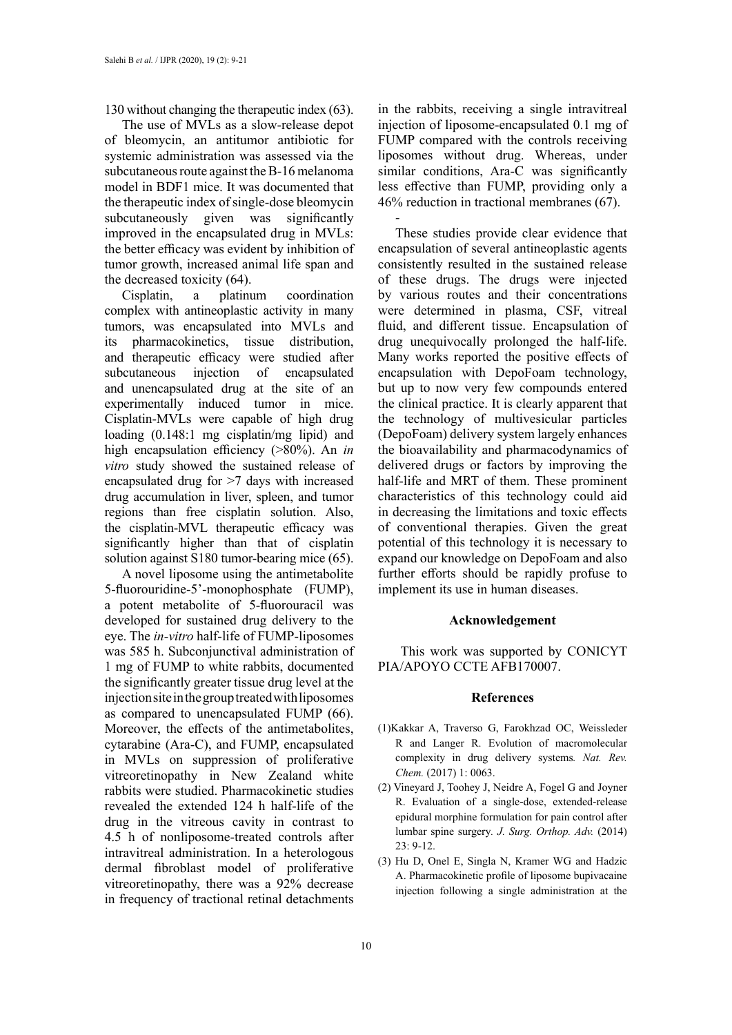130 without changing the therapeutic index (63).

The use of MVLs as a slow-release depot of bleomycin, an antitumor antibiotic for systemic administration was assessed via the subcutaneous route against the B-16 melanoma model in BDF1 mice. It was documented that the therapeutic index of single-dose bleomycin subcutaneously given was significantly improved in the encapsulated drug in MVLs: the better efficacy was evident by inhibition of tumor growth, increased animal life span and the decreased toxicity (64).

Cisplatin, a platinum coordination complex with antineoplastic activity in many tumors, was encapsulated into MVLs and its pharmacokinetics, tissue distribution, and therapeutic efficacy were studied after subcutaneous injection of encapsulated and unencapsulated drug at the site of an experimentally induced tumor in mice. Cisplatin-MVLs were capable of high drug loading (0.148:1 mg cisplatin/mg lipid) and high encapsulation efficiency (>80%). An *in vitro* study showed the sustained release of encapsulated drug for >7 days with increased drug accumulation in liver, spleen, and tumor regions than free cisplatin solution. Also, the cisplatin-MVL therapeutic efficacy was significantly higher than that of cisplatin solution against S180 tumor-bearing mice (65).

A novel liposome using the antimetabolite 5-fluorouridine-5'-monophosphate (FUMP), a potent metabolite of 5-fluorouracil was developed for sustained drug delivery to the eye. The *in-vitro* half-life of FUMP-liposomes was 585 h. Subconjunctival administration of 1 mg of FUMP to white rabbits, documented the significantly greater tissue drug level at the injection site in the group treated with liposomes as compared to unencapsulated FUMP (66). Moreover, the effects of the antimetabolites, cytarabine (Ara-C), and FUMP, encapsulated in MVLs on suppression of proliferative vitreoretinopathy in New Zealand white rabbits were studied. Pharmacokinetic studies revealed the extended 124 h half-life of the drug in the vitreous cavity in contrast to 4.5 h of nonliposome-treated controls after intravitreal administration. In a heterologous dermal fibroblast model of proliferative vitreoretinopathy, there was a 92% decrease in frequency of tractional retinal detachments in the rabbits, receiving a single intravitreal injection of liposome-encapsulated 0.1 mg of FUMP compared with the controls receiving liposomes without drug. Whereas, under similar conditions, Ara-C was significantly less effective than FUMP, providing only a 46% reduction in tractional membranes (67).

-

These studies provide clear evidence that encapsulation of several antineoplastic agents consistently resulted in the sustained release of these drugs. The drugs were injected by various routes and their concentrations were determined in plasma, CSF, vitreal fluid, and different tissue. Encapsulation of drug unequivocally prolonged the half-life. Many works reported the positive effects of encapsulation with DepoFoam technology, but up to now very few compounds entered the clinical practice. It is clearly apparent that the technology of multivesicular particles (DepoFoam) delivery system largely enhances the bioavailability and pharmacodynamics of delivered drugs or factors by improving the half-life and MRT of them. These prominent characteristics of this technology could aid in decreasing the limitations and toxic effects of conventional therapies. Given the great potential of this technology it is necessary to expand our knowledge on DepoFoam and also further efforts should be rapidly profuse to implement its use in human diseases.

## Acknowledgement

This work was supported by CONICYT PIA/APOYO CCTE AFB170007.

## References

(1) Kakkar A, Traverso G, Farokhzad OC, Weissleder R and Langer R. Evolution of macromolecular complexity in drug delivery systems. *Nat. Rev. Chem.* (2017) 1: 0063.

(2) Vineyard J, Toohey J, Neidre A, Fogel G and Joyner R. Evaluation of a single-dose, extended-release epidural morphine formulation for pain control after lumbar spine surgery. *J. Surg. Orthop. Adv.* (2014) 23: 9-12.

(3) Hu D, Onel E, Singla N, Kramer WG and Hadzic A. Pharmacokinetic profile of liposome bupivacaine injection following a single administration at the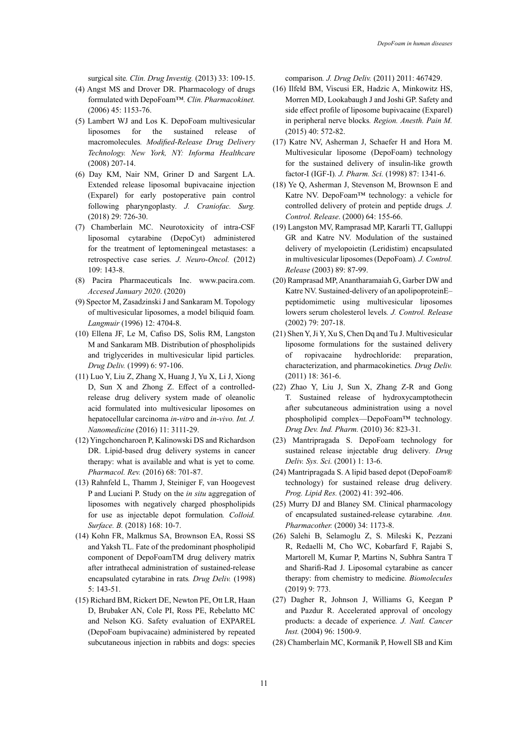surgical site. *Clin. Drug Investig.* (2013) 33: 109-15.

(4) Angst MS and Drover DR. Pharmacology of drugs formulated with DepoFoam™. *Clin. Pharmacokinet.* (2006) 45: 1153-76.

(5) Lambert WJ and Los K. DepoFoam multivesicular liposomes for the sustained release of macromolecules. *Modified-Release Drug Delivery Technology. New York, NY: Informa Healthcare* (2008) 207-14.

(6) Day KM, Nair NM, Griner D and Sargent LA. Extended release liposomal bupivacaine injection (Exparel) for early postoperative pain control following pharyngoplasty. *J. Craniofac. Surg.* (2018) 29: 726-30.

(7) Chamberlain MC. Neurotoxicity of intra-CSF liposomal cytarabine (DepoCyt) administered for the treatment of leptomeningeal metastases: a retrospective case series. *J. Neuro-Oncol.* (2012) 109: 143-8.

(8) Pacira Pharmaceuticals Inc. www.pacira.com. *Accesed January 2020*. (2020)

(9) Spector M, Zasadzinski J and Sankaram M. Topology of multivesicular liposomes, a model biliquid foam. *Langmuir* (1996) 12: 4704-8.

(10) Ellena JF, Le M, Cafiso DS, Solis RM, Langston M and Sankaram MB. Distribution of phospholipids and triglycerides in multivesicular lipid particles. *Drug Deliv.* (1999) 6: 97-106.

(11) Luo Y, Liu Z, Zhang X, Huang J, Yu X, Li J, Xiong D, Sun X and Zhong Z. Effect of a controlled-release drug delivery system made of oleanolic acid formulated into multivesicular liposomes on hepatocellular carcinoma *in-vitro* and *in-vivo*. *Int. J. Nanomedicine* (2016) 11: 3111-29.

(12) Yingchoncharoen P, Kalinowski DS and Richardson DR. Lipid-based drug delivery systems in cancer therapy: what is available and what is yet to come. *Pharmacol. Rev.* (2016) 68: 701-87.

(13) Rahnfeld L, Thamm J, Steiniger F, van Hoogevest P and Luciani P. Study on the *in situ* aggregation of liposomes with negatively charged phospholipids for use as injectable depot formulation. *Colloid. Surface. B.* (2018) 168: 10-7.

(14) Kohn FR, Malkmus SA, Brownson EA, Rossi SS and Yaksh TL. Fate of the predominant phospholipid component of DepoFoamTM drug delivery matrix after intrathecal administration of sustained-release encapsulated cytarabine in rats. *Drug Deliv.* (1998) 5: 143-51.

(15) Richard BM, Rickert DE, Newton PE, Ott LR, Haan D, Brubaker AN, Cole PI, Ross PE, Rebelatto MC and Nelson KG. Safety evaluation of EXPAREL (DepoFoam bupivacaine) administered by repeated subcutaneous injection in rabbits and dogs: species comparison. *J. Drug Deliv.* (2011) 2011: 467429.

(16) Ilfeld BM, Viscusi ER, Hadzic A, Minkowitz HS, Morren MD, Lookabaugh J and Joshi GP. Safety and side effect profile of liposome bupivacaine (Exparel) in peripheral nerve blocks. *Region. Anesth. Pain M.* (2015) 40: 572-82.

(17) Katre NV, Asherman J, Schaefer H and Hora M. Multivesicular liposome (DepoFoam) technology for the sustained delivery of insulin-like growth factor-I (IGF-I). *J. Pharm. Sci.* (1998) 87: 1341-6.

(18) Ye Q, Asherman J, Stevenson M, Brownson E and Katre NV. DepoFoam™ technology: a vehicle for controlled delivery of protein and peptide drugs. *J. Control. Release*. (2000) 64: 155-66.

(19) Langston MV, Ramprasad MP, Kararli TT, Galluppi GR and Katre NV. Modulation of the sustained delivery of myelopoietin (Leridistim) encapsulated in multivesicular liposomes (DepoFoam). *J. Control. Release* (2003) 89: 87-99.

(20) Ramprasad MP, Anantharamaiah G, Garber DW and Katre NV. Sustained-delivery of an apolipoproteinE–peptidomimetic using multivesicular liposomes lowers serum cholesterol levels. *J. Control. Release* (2002) 79: 207-18.

(21) Shen Y, Ji Y, Xu S, Chen Dq and Tu J. Multivesicular liposome formulations for the sustained delivery of ropivacaine hydrochloride: preparation, characterization, and pharmacokinetics. *Drug Deliv.* (2011) 18: 361-6.

(22) Zhao Y, Liu J, Sun X, Zhang Z-R and Gong T. Sustained release of hydroxycamptothecin after subcutaneous administration using a novel phospholipid complex—DepoFoam™ technology. *Drug Dev. Ind. Pharm.* (2010) 36: 823-31.

(23) Mantripragada S. DepoFoam technology for sustained release injectable drug delivery. *Drug Deliv. Sys. Sci.* (2001) 1: 13-6.

(24) Mantripragada S. A lipid based depot (DepoFoam® technology) for sustained release drug delivery. *Prog. Lipid Res.* (2002) 41: 392-406.

(25) Murry DJ and Blaney SM. Clinical pharmacology of encapsulated sustained-release cytarabine. *Ann. Pharmacother.* (2000) 34: 1173-8.

(26) Salehi B, Selamoglu Z, S. Mileski K, Pezzani R, Redaelli M, Cho WC, Kobarfard F, Rajabi S, Martorell M, Kumar P, Martins N, Subhra Santra T and Sharifi-Rad J. Liposomal cytarabine as cancer therapy: from chemistry to medicine. *Biomolecules* (2019) 9: 773.

(27) Dagher R, Johnson J, Williams G, Keegan P and Pazdur R. Accelerated approval of oncology products: a decade of experience. *J. Natl. Cancer Inst.* (2004) 96: 1500-9.

(28) Chamberlain MC, Kormanik P, Howell SB and Kim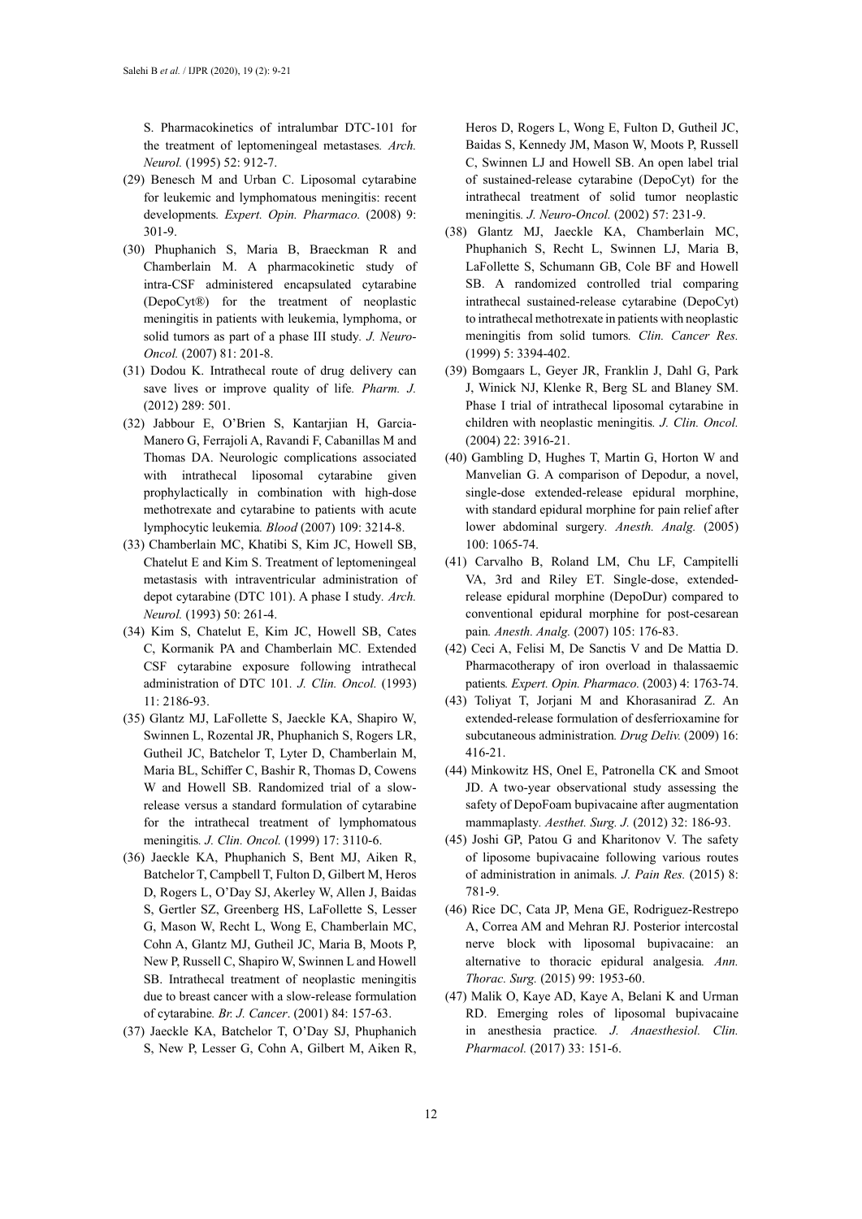S. Pharmacokinetics of intralumbar DTC-101 for the treatment of leptomeningeal metastases. *Arch. Neurol.* (1995) 52: 912-7.

(29) Benesch M and Urban C. Liposomal cytarabine for leukemic and lymphomatous meningitis: recent developments. *Expert. Opin. Pharmaco.* (2008) 9: 301-9.

(30) Phuphanich S, Maria B, Braeckman R and Chamberlain M. A pharmacokinetic study of intra-CSF administered encapsulated cytarabine (DepoCyt®) for the treatment of neoplastic meningitis in patients with leukemia, lymphoma, or solid tumors as part of a phase III study. *J. Neuro-Oncol.* (2007) 81: 201-8.

(31) Dodou K. Intrathecal route of drug delivery can save lives or improve quality of life. *Pharm. J.* (2012) 289: 501.

(32) Jabbour E, O'Brien S, Kantarjian H, Garcia-Manero G, Ferrajoli A, Ravandi F, Cabanillas M and Thomas DA. Neurologic complications associated with intrathecal liposomal cytarabine given prophylactically in combination with high-dose methotrexate and cytarabine to patients with acute lymphocytic leukemia. *Blood* (2007) 109: 3214-8.

(33) Chamberlain MC, Khatibi S, Kim JC, Howell SB, Chatelut E and Kim S. Treatment of leptomeningeal metastasis with intraventricular administration of depot cytarabine (DTC 101). A phase I study. *Arch. Neurol.* (1993) 50: 261-4.

(34) Kim S, Chatelut E, Kim JC, Howell SB, Cates C, Kormanik PA and Chamberlain MC. Extended CSF cytarabine exposure following intrathecal administration of DTC 101. *J. Clin. Oncol.* (1993) 11: 2186-93.

(35) Glantz MJ, LaFollette S, Jaeckle KA, Shapiro W, Swinnen L, Rozental JR, Phuphanich S, Rogers LR, Gutheil JC, Batchelor T, Lyter D, Chamberlain M, Maria BL, Schiffer C, Bashir R, Thomas D, Cowens W and Howell SB. Randomized trial of a slow-release versus a standard formulation of cytarabine for the intrathecal treatment of lymphomatous meningitis. *J. Clin. Oncol.* (1999) 17: 3110-6.

(36) Jaeckle KA, Phuphanich S, Bent MJ, Aiken R, Batchelor T, Campbell T, Fulton D, Gilbert M, Heros D, Rogers L, O'Day SJ, Akerley W, Allen J, Baidas S, Gertler SZ, Greenberg HS, LaFollette S, Lesser G, Mason W, Recht L, Wong E, Chamberlain MC, Cohn A, Glantz MJ, Gutheil JC, Maria B, Moots P, New P, Russell C, Shapiro W, Swinnen L and Howell SB. Intrathecal treatment of neoplastic meningitis due to breast cancer with a slow-release formulation of cytarabine. *Br. J. Cancer*. (2001) 84: 157-63.

(37) Jaeckle KA, Batchelor T, O'Day SJ, Phuphanich S, New P, Lesser G, Cohn A, Gilbert M, Aiken R, Heros D, Rogers L, Wong E, Fulton D, Gutheil JC, Baidas S, Kennedy JM, Mason W, Moots P, Russell C, Swinnen LJ and Howell SB. An open label trial of sustained-release cytarabine (DepoCyt) for the intrathecal treatment of solid tumor neoplastic meningitis. *J. Neuro-Oncol.* (2002) 57: 231-9.

(38) Glantz MJ, Jaeckle KA, Chamberlain MC, Phuphanich S, Recht L, Swinnen LJ, Maria B, LaFollette S, Schumann GB, Cole BF and Howell SB. A randomized controlled trial comparing intrathecal sustained-release cytarabine (DepoCyt) to intrathecal methotrexate in patients with neoplastic meningitis from solid tumors. *Clin. Cancer Res.* (1999) 5: 3394-402.

(39) Bomgaars L, Geyer JR, Franklin J, Dahl G, Park J, Winick NJ, Klenke R, Berg SL and Blaney SM. Phase I trial of intrathecal liposomal cytarabine in children with neoplastic meningitis. *J. Clin. Oncol.* (2004) 22: 3916-21.

(40) Gambling D, Hughes T, Martin G, Horton W and Manvelian G. A comparison of Depodur, a novel, single-dose extended-release epidural morphine, with standard epidural morphine for pain relief after lower abdominal surgery. *Anesth. Analg.* (2005) 100: 1065-74.

(41) Carvalho B, Roland LM, Chu LF, Campitelli VA, 3rd and Riley ET. Single-dose, extended-release epidural morphine (DepoDur) compared to conventional epidural morphine for post-cesarean pain. *Anesth. Analg.* (2007) 105: 176-83.

(42) Ceci A, Felisi M, De Sanctis V and De Mattia D. Pharmacotherapy of iron overload in thalassaemic patients. *Expert. Opin. Pharmaco.* (2003) 4: 1763-74.

(43) Toliyat T, Jorjani M and Khorasanirad Z. An extended-release formulation of desferrioxamine for subcutaneous administration. *Drug Deliv.* (2009) 16: 416-21.

(44) Minkowitz HS, Onel E, Patronella CK and Smoot JD. A two-year observational study assessing the safety of DepoFoam bupivacaine after augmentation mammaplasty. *Aesthet. Surg. J.* (2012) 32: 186-93.

(45) Joshi GP, Patou G and Kharitonov V. The safety of liposome bupivacaine following various routes of administration in animals. *J. Pain Res.* (2015) 8: 781-9.

(46) Rice DC, Cata JP, Mena GE, Rodriguez-Restrepo A, Correa AM and Mehran RJ. Posterior intercostal nerve block with liposomal bupivacaine: an alternative to thoracic epidural analgesia. *Ann. Thorac. Surg.* (2015) 99: 1953-60.

(47) Malik O, Kaye AD, Kaye A, Belani K and Urman RD. Emerging roles of liposomal bupivacaine in anesthesia practice. *J. Anaesthesiol. Clin. Pharmacol.* (2017) 33: 151-6.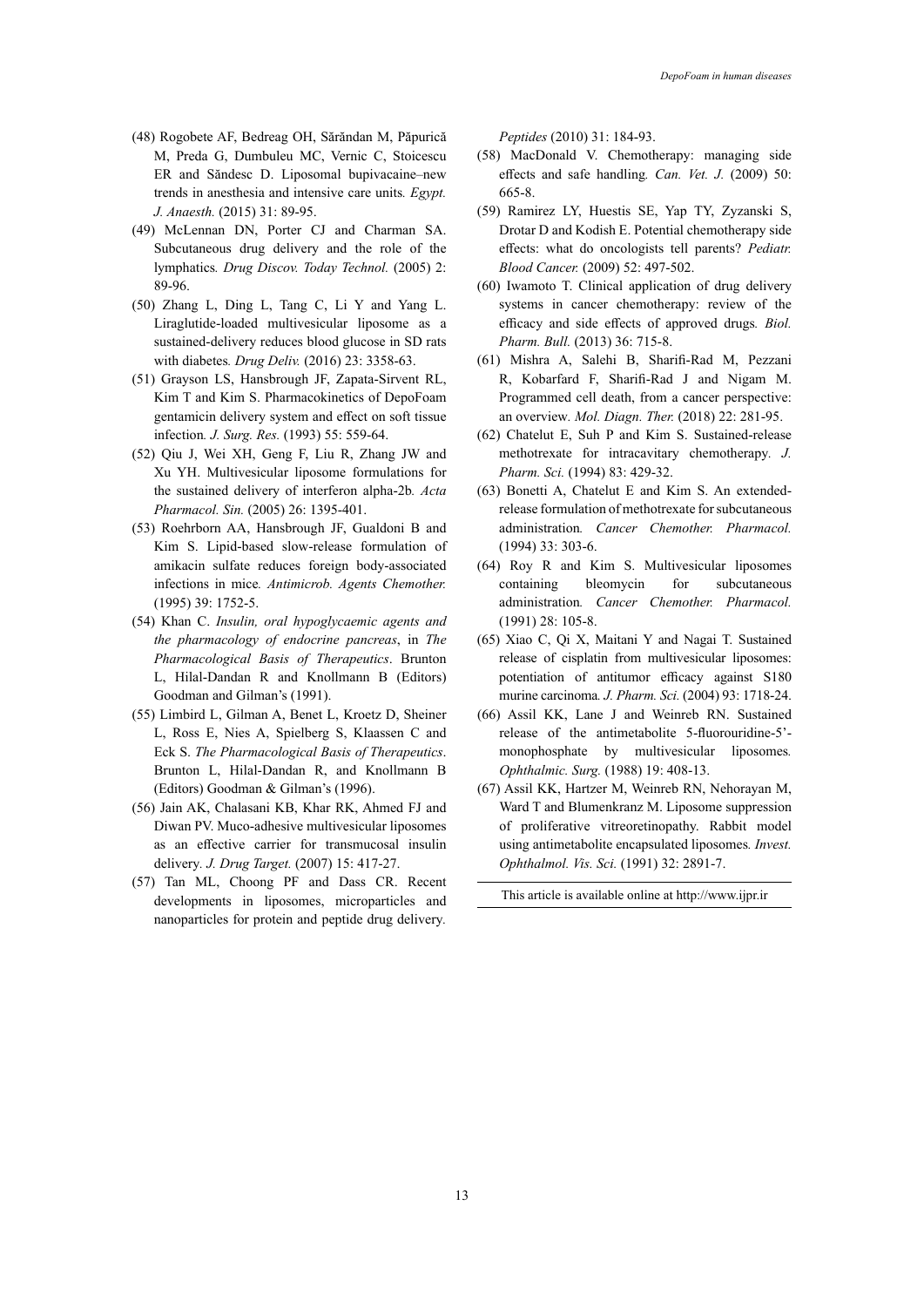(48) Rogobete AF, Bedreag OH, Sărăndan M, Păpurică M, Preda G, Dumbuleu MC, Vernic C, Stoicescu ER and Săndesc D. Liposomal bupivacaine–new trends in anesthesia and intensive care units. *Egypt. J. Anaesth.* (2015) 31: 89-95.

(49) McLennan DN, Porter CJ and Charman SA. Subcutaneous drug delivery and the role of the lymphatics. *Drug Discov. Today Technol.* (2005) 2: 89-96.

(50) Zhang L, Ding L, Tang C, Li Y and Yang L. Liraglutide-loaded multivesicular liposome as a sustained-delivery reduces blood glucose in SD rats with diabetes. *Drug Deliv.* (2016) 23: 3358-63.

(51) Grayson LS, Hansbrough JF, Zapata-Sirvent RL, Kim T and Kim S. Pharmacokinetics of DepoFoam gentamicin delivery system and effect on soft tissue infection. *J. Surg. Res.* (1993) 55: 559-64.

(52) Qiu J, Wei XH, Geng F, Liu R, Zhang JW and Xu YH. Multivesicular liposome formulations for the sustained delivery of interferon alpha-2b. *Acta Pharmacol. Sin.* (2005) 26: 1395-401.

(53) Roehrborn AA, Hansbrough JF, Gualdoni B and Kim S. Lipid-based slow-release formulation of amikacin sulfate reduces foreign body-associated infections in mice. *Antimicrob. Agents Chemother.* (1995) 39: 1752-5.

(54) Khan C. *Insulin, oral hypoglycaemic agents and the pharmacology of endocrine pancreas*, in *The Pharmacological Basis of Therapeutics*. Brunton L, Hilal-Dandan R and Knollmann B (Editors) Goodman and Gilman's (1991).

(55) Limbird L, Gilman A, Benet L, Kroetz D, Sheiner L, Ross E, Nies A, Spielberg S, Klaassen C and Eck S. *The Pharmacological Basis of Therapeutics*. Brunton L, Hilal-Dandan R, and Knollmann B (Editors) Goodman & Gilman's (1996).

(56) Jain AK, Chalasani KB, Khar RK, Ahmed FJ and Diwan PV. Muco-adhesive multivesicular liposomes as an effective carrier for transmucosal insulin delivery. *J. Drug Target.* (2007) 15: 417-27.

(57) Tan ML, Choong PF and Dass CR. Recent developments in liposomes, microparticles and nanoparticles for protein and peptide drug delivery. *Peptides* (2010) 31: 184-93.

(58) MacDonald V. Chemotherapy: managing side effects and safe handling. *Can. Vet. J.* (2009) 50: 665-8.

(59) Ramirez LY, Huestis SE, Yap TY, Zyzanski S, Drotar D and Kodish E. Potential chemotherapy side effects: what do oncologists tell parents? *Pediatr. Blood Cancer.* (2009) 52: 497-502.

(60) Iwamoto T. Clinical application of drug delivery systems in cancer chemotherapy: review of the efficacy and side effects of approved drugs. *Biol. Pharm. Bull.* (2013) 36: 715-8.

(61) Mishra A, Salehi B, Sharifi-Rad M, Pezzani R, Kobarfard F, Sharifi-Rad J and Nigam M. Programmed cell death, from a cancer perspective: an overview. *Mol. Diagn. Ther.* (2018) 22: 281-95.

(62) Chatelut E, Suh P and Kim S. Sustained-release methotrexate for intracavitary chemotherapy. *J. Pharm. Sci.* (1994) 83: 429-32.

(63) Bonetti A, Chatelut E and Kim S. An extended-release formulation of methotrexate for subcutaneous administration. *Cancer Chemother. Pharmacol.* (1994) 33: 303-6.

(64) Roy R and Kim S. Multivesicular liposomes containing bleomycin for subcutaneous administration. *Cancer Chemother. Pharmacol.* (1991) 28: 105-8.

(65) Xiao C, Qi X, Maitani Y and Nagai T. Sustained release of cisplatin from multivesicular liposomes: potentiation of antitumor efficacy against S180 murine carcinoma. *J. Pharm. Sci.* (2004) 93: 1718-24.

(66) Assil KK, Lane J and Weinreb RN. Sustained release of the antimetabolite 5-fluorouridine-5'-monophosphate by multivesicular liposomes. *Ophthalmic. Surg.* (1988) 19: 408-13.

(67) Assil KK, Hartzer M, Weinreb RN, Nehorayan M, Ward T and Blumenkranz M. Liposome suppression of proliferative vitreoretinopathy. Rabbit model using antimetabolite encapsulated liposomes. *Invest. Ophthalmol. Vis. Sci.* (1991) 32: 2891-7.

This article is available online at http://www.ijpr.ir